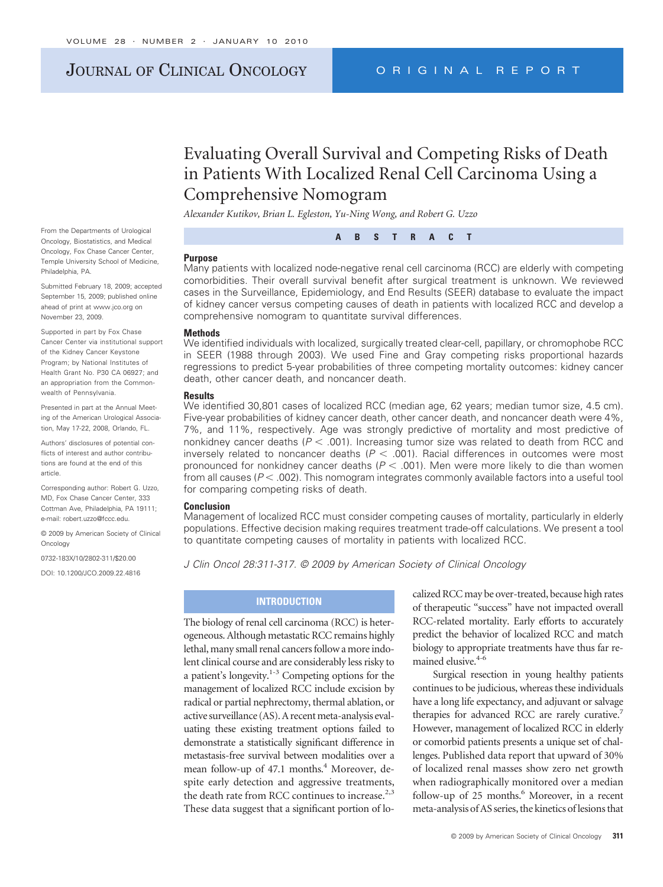# Evaluating Overall Survival and Competing Risks of Death in Patients With Localized Renal Cell Carcinoma Using a Comprehensive Nomogram

*Alexander Kutikov, Brian L. Egleston, Yu-Ning Wong, and Robert G. Uzzo*

From the Departments of Urological Oncology, Biostatistics, and Medical Oncology, Fox Chase Cancer Center, Temple University School of Medicine, Philadelphia, PA.

Submitted February 18, 2009; accepted September 15, 2009; published online ahead of print at www.jco.org on November 23, 2009.

Supported in part by Fox Chase Cancer Center via institutional support of the Kidney Cancer Keystone Program; by National Institutes of Health Grant No. P30 CA 06927; and an appropriation from the Commonwealth of Pennsylvania.

Presented in part at the Annual Meeting of the American Urological Association, May 17-22, 2008, Orlando, FL.

Authors' disclosures of potential conflicts of interest and author contributions are found at the end of this article.

Corresponding author: Robert G. Uzzo, MD, Fox Chase Cancer Center, 333 Cottman Ave, Philadelphia, PA 19111; e-mail: robert.uzzo@fccc.edu.

© 2009 by American Society of Clinical Oncology

0732-183X/10/2802-311/$20.00

DOI: 10.1200/JCO.2009.22.4816

## ABSTRACT

### Purpose

Many patients with localized node-negative renal cell carcinoma (RCC) are elderly with competing comorbidities. Their overall survival benefit after surgical treatment is unknown. We reviewed cases in the Surveillance, Epidemiology, and End Results (SEER) database to evaluate the impact of kidney cancer versus competing causes of death in patients with localized RCC and develop a comprehensive nomogram to quantitate survival differences.

### Methods

We identified individuals with localized, surgically treated clear-cell, papillary, or chromophobe RCC in SEER (1988 through 2003). We used Fine and Gray competing risks proportional hazards regressions to predict 5-year probabilities of three competing mortality outcomes: kidney cancer death, other cancer death, and noncancer death.

### Results

We identified 30,801 cases of localized RCC (median age, 62 years; median tumor size, 4.5 cm). Five-year probabilities of kidney cancer death, other cancer death, and noncancer death were 4%, 7%, and 11%, respectively. Age was strongly predictive of mortality and most predictive of nonkidney cancer deaths ($P < .001$). Increasing tumor size was related to death from RCC and inversely related to noncancer deaths ($P < .001$). Racial differences in outcomes were most pronounced for nonkidney cancer deaths ($P < .001$). Men were more likely to die than women from all causes ($P < .002$). This nomogram integrates commonly available factors into a useful tool for comparing competing risks of death.

### Conclusion

Management of localized RCC must consider competing causes of mortality, particularly in elderly populations. Effective decision making requires treatment trade-off calculations. We present a tool to quantitate competing causes of mortality in patients with localized RCC.

*J Clin Oncol 28:311-317. © 2009 by American Society of Clinical Oncology*

## INTRODUCTION

The biology of renal cell carcinoma (RCC) is heterogeneous. Although metastatic RCC remains highly lethal, many small renal cancers follow a more indolent clinical course and are considerably less risky to a patient's longevity.[1-3] Competing options for the management of localized RCC include excision by radical or partial nephrectomy, thermal ablation, or active surveillance (AS). A recent meta-analysis evaluating these existing treatment options failed to demonstrate a statistically significant difference in metastasis-free survival between modalities over a mean follow-up of 47.1 months.[4] Moreover, despite early detection and aggressive treatments, the death rate from RCC continues to increase.[2,3] These data suggest that a significant portion of localized RCC may be over-treated, because high rates of therapeutic "success" have not impacted overall RCC-related mortality. Early efforts to accurately predict the behavior of localized RCC and match biology to appropriate treatments have thus far remained elusive.[4-6]

Surgical resection in young healthy patients continues to be judicious, whereas these individuals have a long life expectancy, and adjuvant or salvage therapies for advanced RCC are rarely curative.[7] However, management of localized RCC in elderly or comorbid patients presents a unique set of challenges. Published data report that upward of 30% of localized renal masses show zero net growth when radiographically monitored over a median follow-up of 25 months.[6] Moreover, in a recent meta-analysis of AS series, the kinetics of lesions that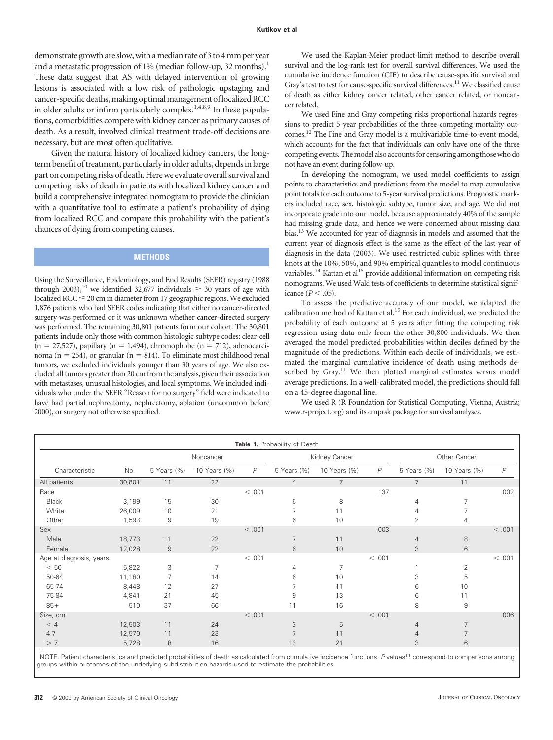demonstrate growth are slow, with a median rate of 3 to 4 mm per year and a metastatic progression of 1% (median follow-up, 32 months).[1] These data suggest that AS with delayed intervention of growing lesions is associated with a low risk of pathologic upstaging and cancer-specific deaths, making optimal management of localized RCC in older adults or infirm particularly complex.[1,4,8,9] In these populations, comorbidities compete with kidney cancer as primary causes of death. As a result, involved clinical treatment trade-off decisions are necessary, but are most often qualitative.

Given the natural history of localized kidney cancers, the long-term benefit of treatment, particularly in older adults, depends in large part on competing risks of death. Here we evaluate overall survival and competing risks of death in patients with localized kidney cancer and build a comprehensive integrated nomogram to provide the clinician with a quantitative tool to estimate a patient's probability of dying from localized RCC and compare this probability with the patient's chances of dying from competing causes.

## METHODS

Using the Surveillance, Epidemiology, and End Results (SEER) registry (1988 through 2003),[10] we identified 32,677 individuals ≥ 30 years of age with localized RCC ≤ 20 cm in diameter from 17 geographic regions. We excluded 1,876 patients who had SEER codes indicating that either no cancer-directed surgery was performed or it was unknown whether cancer-directed surgery was performed. The remaining 30,801 patients form our cohort. The 30,801 patients include only those with common histologic subtype codes: clear-cell (n = 27,527), papillary (n = 1,494), chromophobe (n = 712), adenocarcinoma (n = 254), or granular (n = 814). To eliminate most childhood renal tumors, we excluded individuals younger than 30 years of age. We also excluded all tumors greater than 20 cm from the analysis, given their association with metastases, unusual histologies, and local symptoms. We included individuals who under the SEER "Reason for no surgery" field were indicated to have had partial nephrectomy, nephrectomy, ablation (uncommon before 2000), or surgery not otherwise specified.

We used the Kaplan-Meier product-limit method to describe overall survival and the log-rank test for overall survival differences. We used the cumulative incidence function (CIF) to describe cause-specific survival and Gray's test to test for cause-specific survival differences.[11] We classified cause of death as either kidney cancer related, other cancer related, or noncancer related.

We used Fine and Gray competing risks proportional hazards regressions to predict 5-year probabilities of the three competing mortality outcomes.[12] The Fine and Gray model is a multivariable time-to-event model, which accounts for the fact that individuals can only have one of the three competing events. The model also accounts for censoring among those who do not have an event during follow-up.

In developing the nomogram, we used model coefficients to assign points to characteristics and predictions from the model to map cumulative point totals for each outcome to 5-year survival predictions. Prognostic markers included race, sex, histologic subtype, tumor size, and age. We did not incorporate grade into our model, because approximately 40% of the sample had missing grade data, and hence we were concerned about missing data bias.[13] We accounted for year of diagnosis in models and assumed that the current year of diagnosis effect is the same as the effect of the last year of diagnosis in the data (2003). We used restricted cubic splines with three knots at the 10%, 50%, and 90% empirical quantiles to model continuous variables.[14] Kattan et al[15] provide additional information on competing risk nomograms. We used Wald tests of coefficients to determine statistical significance ($P < .05$).

To assess the predictive accuracy of our model, we adapted the calibration method of Kattan et al.[15] For each individual, we predicted the probability of each outcome at 5 years after fitting the competing risk regression using data only from the other 30,800 individuals. We then averaged the model predicted probabilities within deciles defined by the magnitude of the predictions. Within each decile of individuals, we estimated the marginal cumulative incidence of death using methods described by Gray.[11] We then plotted marginal estimates versus model average predictions. In a well-calibrated model, the predictions should fall on a 45-degree diagonal line.

We used R (R Foundation for Statistical Computing, Vienna, Austria; www.r-project.org) and its cmprsk package for survival analyses.

**Table 1.** Probability of Death

| Characteristic | No. | Noncancer | | | Kidney Cancer | | | Other Cancer | | |
|---|---|---|---|---|---|---|---|---|---|---|
| | | 5 Years (%) | 10 Years (%) | P | 5 Years (%) | 10 Years (%) | P | 5 Years (%) | 10 Years (%) | P |
| All patients | 30,801 | 11 | 22 | | 4 | 7 | | 7 | 11 | |
| Race | | | | < .001 | | | .137 | | | .002 |
| Black | 3,199 | 15 | 30 | | 6 | 8 | | 4 | 7 | |
| White | 26,009 | 10 | 21 | | 7 | 11 | | 4 | 7 | |
| Other | 1,593 | 9 | 19 | | 6 | 10 | | 2 | 4 | |
| Sex | | | | < .001 | | | .003 | | | < .001 |
| Male | 18,773 | 11 | 22 | | 7 | 11 | | 4 | 8 | |
| Female | 12,028 | 9 | 22 | | 6 | 10 | | 3 | 6 | |
| Age at diagnosis, years | | | | < .001 | | | < .001 | | | < .001 |
| < 50 | 5,822 | 3 | 7 | | 4 | 7 | | 1 | 2 | |
| 50-64 | 11,180 | 7 | 14 | | 6 | 10 | | 3 | 5 | |
| 65-74 | 8,448 | 12 | 27 | | 7 | 11 | | 6 | 10 | |
| 75-84 | 4,841 | 21 | 45 | | 9 | 13 | | 6 | 11 | |
| 85+ | 510 | 37 | 66 | | 11 | 16 | | 8 | 9 | |
| Size, cm | | | | < .001 | | | < .001 | | | .006 |
| < 4 | 12,503 | 11 | 24 | | 3 | 5 | | 4 | 7 | |
| 4-7 | 12,570 | 11 | 23 | | 7 | 11 | | 4 | 7 | |
| > 7 | 5,728 | 8 | 16 | | 13 | 21 | | 3 | 6 | |

NOTE. Patient characteristics and predicted probabilities of death as calculated from cumulative incidence functions. *P* values[11] correspond to comparisons among groups within outcomes of the underlying subdistribution hazards used to estimate the probabilities.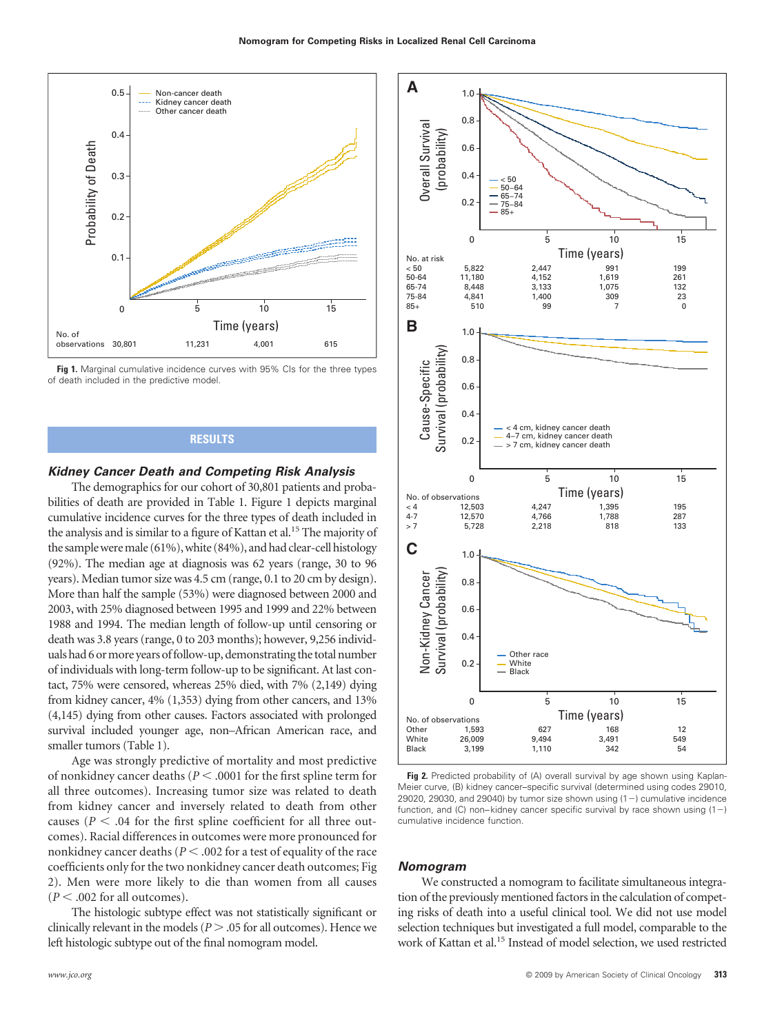Fig 1. Marginal cumulative incidence curves with 95% CIs for the three types of death included in the predictive model.

## RESULTS

### Kidney Cancer Death and Competing Risk Analysis

The demographics for our cohort of 30,801 patients and probabilities of death are provided in Table 1. Figure 1 depicts marginal cumulative incidence curves for the three types of death included in the analysis and is similar to a figure of Kattan et al.[15] The majority of the sample were male (61%), white (84%), and had clear-cell histology (92%). The median age at diagnosis was 62 years (range, 30 to 96 years). Median tumor size was 4.5 cm (range, 0.1 to 20 cm by design). More than half the sample (53%) were diagnosed between 2000 and 2003, with 25% diagnosed between 1995 and 1999 and 22% between 1988 and 1994. The median length of follow-up until censoring or death was 3.8 years (range, 0 to 203 months); however, 9,256 individuals had 6 or more years of follow-up, demonstrating the total number of individuals with long-term follow-up to be significant. At last contact, 75% were censored, whereas 25% died, with 7% (2,149) dying from kidney cancer, 4% (1,353) dying from other cancers, and 13% (4,145) dying from other causes. Factors associated with prolonged survival included younger age, non–African American race, and smaller tumors (Table 1).

Age was strongly predictive of mortality and most predictive of nonkidney cancer deaths ($P < .0001$ for the first spline term for all three outcomes). Increasing tumor size was related to death from kidney cancer and inversely related to death from other causes ($P < .04$ for the first spline coefficient for all three outcomes). Racial differences in outcomes were more pronounced for nonkidney cancer deaths ($P < .002$ for a test of equality of the race coefficients only for the two nonkidney cancer death outcomes; Fig 2). Men were more likely to die than women from all causes ($P < .002$ for all outcomes).

The histologic subtype effect was not statistically significant or clinically relevant in the models ($P > .05$ for all outcomes). Hence we left histologic subtype out of the final nomogram model.

Fig 2. Predicted probability of (A) overall survival by age shown using Kaplan-Meier curve, (B) kidney cancer–specific survival (determined using codes 29010, 29020, 29030, and 29040) by tumor size shown using (1−) cumulative incidence function, and (C) non–kidney cancer specific survival by race shown using (1−) cumulative incidence function.

### Nomogram

We constructed a nomogram to facilitate simultaneous integration of the previously mentioned factors in the calculation of competing risks of death into a useful clinical tool. We did not use model selection techniques but investigated a full model, comparable to the work of Kattan et al.[15] Instead of model selection, we used restricted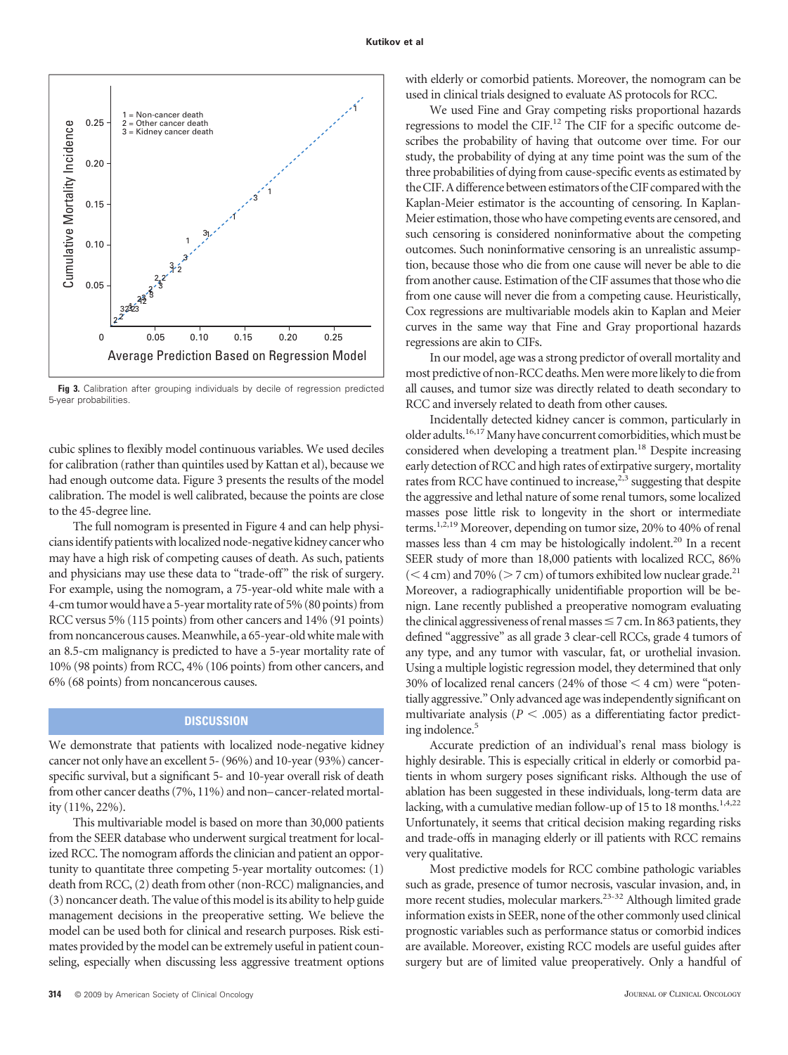Fig 3. Calibration after grouping individuals by decile of regression predicted 5-year probabilities.

cubic splines to flexibly model continuous variables. We used deciles for calibration (rather than quintiles used by Kattan et al), because we had enough outcome data. Figure 3 presents the results of the model calibration. The model is well calibrated, because the points are close to the 45-degree line.

The full nomogram is presented in Figure 4 and can help physicians identify patients with localized node-negative kidney cancer who may have a high risk of competing causes of death. As such, patients and physicians may use these data to "trade-off" the risk of surgery. For example, using the nomogram, a 75-year-old white male with a 4-cm tumor would have a 5-year mortality rate of 5% (80 points) from RCC versus 5% (115 points) from other cancers and 14% (91 points) from noncancerous causes. Meanwhile, a 65-year-old white male with an 8.5-cm malignancy is predicted to have a 5-year mortality rate of 10% (98 points) from RCC, 4% (106 points) from other cancers, and 6% (68 points) from noncancerous causes.

## DISCUSSION

We demonstrate that patients with localized node-negative kidney cancer not only have an excellent 5- (96%) and 10-year (93%) cancer-specific survival, but a significant 5- and 10-year overall risk of death from other cancer deaths (7%, 11%) and non–cancer-related mortality (11%, 22%).

This multivariable model is based on more than 30,000 patients from the SEER database who underwent surgical treatment for localized RCC. The nomogram affords the clinician and patient an opportunity to quantitate three competing 5-year mortality outcomes: (1) death from RCC, (2) death from other (non-RCC) malignancies, and (3) noncancer death. The value of this model is its ability to help guide management decisions in the preoperative setting. We believe the model can be used both for clinical and research purposes. Risk estimates provided by the model can be extremely useful in patient counseling, especially when discussing less aggressive treatment options with elderly or comorbid patients. Moreover, the nomogram can be used in clinical trials designed to evaluate AS protocols for RCC.

We used Fine and Gray competing risks proportional hazards regressions to model the CIF.[12] The CIF for a specific outcome describes the probability of having that outcome over time. For our study, the probability of dying at any time point was the sum of the three probabilities of dying from cause-specific events as estimated by the CIF. A difference between estimators of the CIF compared with the Kaplan-Meier estimator is the accounting of censoring. In Kaplan-Meier estimation, those who have competing events are censored, and such censoring is considered noninformative about the competing outcomes. Such noninformative censoring is an unrealistic assumption, because those who die from one cause will never be able to die from another cause. Estimation of the CIF assumes that those who die from one cause will never die from a competing cause. Heuristically, Cox regressions are multivariable models akin to Kaplan and Meier curves in the same way that Fine and Gray proportional hazards regressions are akin to CIFs.

In our model, age was a strong predictor of overall mortality and most predictive of non-RCC deaths. Men were more likely to die from all causes, and tumor size was directly related to death secondary to RCC and inversely related to death from other causes.

Incidentally detected kidney cancer is common, particularly in older adults.[16,17] Many have concurrent comorbidities, which must be considered when developing a treatment plan.[18] Despite increasing early detection of RCC and high rates of extirpative surgery, mortality rates from RCC have continued to increase,[2,3] suggesting that despite the aggressive and lethal nature of some renal tumors, some localized masses pose little risk to longevity in the short or intermediate terms.[1,2,19] Moreover, depending on tumor size, 20% to 40% of renal masses less than 4 cm may be histologically indolent.[20] In a recent SEER study of more than 18,000 patients with localized RCC, 86% (< 4 cm) and 70% (> 7 cm) of tumors exhibited low nuclear grade.[21] Moreover, a radiographically unidentifiable proportion will be benign. Lane recently published a preoperative nomogram evaluating the clinical aggressiveness of renal masses ≤ 7 cm. In 863 patients, they defined "aggressive" as all grade 3 clear-cell RCCs, grade 4 tumors of any type, and any tumor with vascular, fat, or urothelial invasion. Using a multiple logistic regression model, they determined that only 30% of localized renal cancers (24% of those < 4 cm) were "potentially aggressive." Only advanced age was independently significant on multivariate analysis ($P < .005$) as a differentiating factor predicting indolence.[5]

Accurate prediction of an individual's renal mass biology is highly desirable. This is especially critical in elderly or comorbid patients in whom surgery poses significant risks. Although the use of ablation has been suggested in these individuals, long-term data are lacking, with a cumulative median follow-up of 15 to 18 months.[1,4,22] Unfortunately, it seems that critical decision making regarding risks and trade-offs in managing elderly or ill patients with RCC remains very qualitative.

Most predictive models for RCC combine pathologic variables such as grade, presence of tumor necrosis, vascular invasion, and, in more recent studies, molecular markers.[23-32] Although limited grade information exists in SEER, none of the other commonly used clinical prognostic variables such as performance status or comorbid indices are available. Moreover, existing RCC models are useful guides after surgery but are of limited value preoperatively. Only a handful of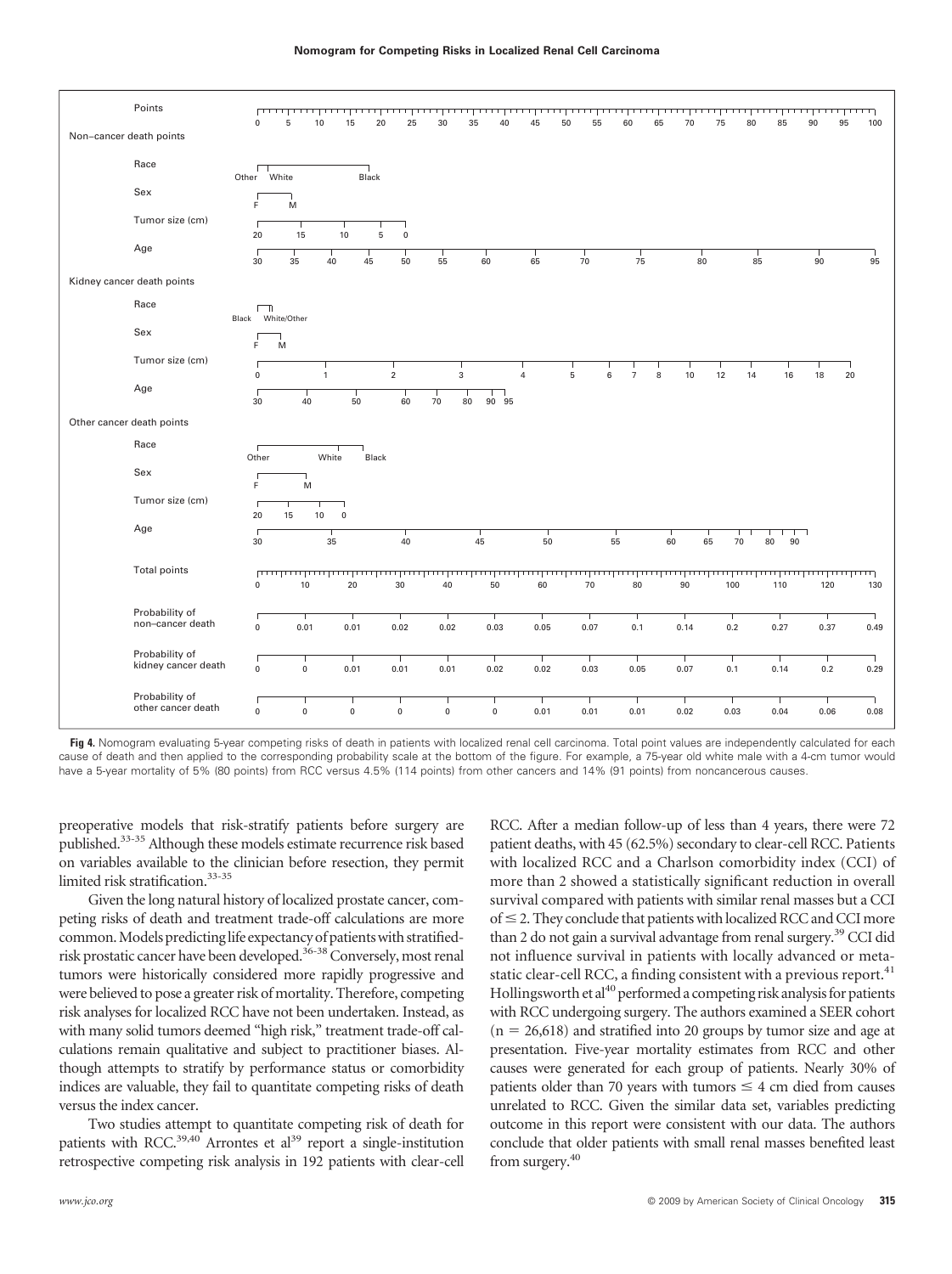Points

| | |
|---|---|
| Points | 0 5 10 15 20 25 30 35 40 45 50 55 60 65 70 75 80 85 90 95 100 |
| **Non–cancer death points** | |
| Race | Other, White, Black |
| Sex | F, M |
| Tumor size (cm) | 20, 15, 10, 5, 0 |
| Age | 30 35 40 45 50 55 60 65 70 75 80 85 90 95 |
| **Kidney cancer death points** | |
| Race | Black, White/Other |
| Sex | F, M |
| Tumor size (cm) | 0 1 2 3 4 5 6 7 8 10 12 14 16 18 20 |
| Age | 30 40 50 60 70 80 90 95 |
| **Other cancer death points** | |
| Race | Other, White, Black |
| Sex | F, M |
| Tumor size (cm) | 20, 15, 10, 0 |
| Age | 30 35 40 45 50 55 60 65 70 80 90 |
| Total points | 0 10 20 30 40 50 60 70 80 90 100 110 120 130 |
| Probability of non–cancer death | 0 0.01 0.01 0.02 0.02 0.03 0.05 0.07 0.1 0.14 0.2 0.27 0.37 0.49 |
| Probability of kidney cancer death | 0 0 0.01 0.01 0.01 0.02 0.02 0.03 0.05 0.07 0.1 0.14 0.2 0.29 |
| Probability of other cancer death | 0 0 0 0 0 0 0.01 0.01 0.01 0.02 0.03 0.04 0.06 0.08 |

**Fig 4.** Nomogram evaluating 5-year competing risks of death in patients with localized renal cell carcinoma. Total point values are independently calculated for each cause of death and then applied to the corresponding probability scale at the bottom of the figure. For example, a 75-year old white male with a 4-cm tumor would have a 5-year mortality of 5% (80 points) from RCC versus 4.5% (114 points) from other cancers and 14% (91 points) from noncancerous causes.

preoperative models that risk-stratify patients before surgery are published.[33-35] Although these models estimate recurrence risk based on variables available to the clinician before resection, they permit limited risk stratification.[33-35]

Given the long natural history of localized prostate cancer, competing risks of death and treatment trade-off calculations are more common. Models predicting life expectancy of patients with stratified-risk prostatic cancer have been developed.[36-38] Conversely, most renal tumors were historically considered more rapidly progressive and were believed to pose a greater risk of mortality. Therefore, competing risk analyses for localized RCC have not been undertaken. Instead, as with many solid tumors deemed "high risk," treatment trade-off calculations remain qualitative and subject to practitioner biases. Although attempts to stratify by performance status or comorbidity indices are valuable, they fail to quantitate competing risks of death versus the index cancer.

Two studies attempt to quantitate competing risk of death for patients with RCC.[39,40] Arrontes et al[39] report a single-institution retrospective competing risk analysis in 192 patients with clear-cell RCC. After a median follow-up of less than 4 years, there were 72 patient deaths, with 45 (62.5%) secondary to clear-cell RCC. Patients with localized RCC and a Charlson comorbidity index (CCI) of more than 2 showed a statistically significant reduction in overall survival compared with patients with similar renal masses but a CCI of ≤ 2. They conclude that patients with localized RCC and CCI more than 2 do not gain a survival advantage from renal surgery.[39] CCI did not influence survival in patients with locally advanced or metastatic clear-cell RCC, a finding consistent with a previous report.[41] Hollingsworth et al[40] performed a competing risk analysis for patients with RCC undergoing surgery. The authors examined a SEER cohort ($n = 26{,}618$) and stratified into 20 groups by tumor size and age at presentation. Five-year mortality estimates from RCC and other causes were generated for each group of patients. Nearly 30% of patients older than 70 years with tumors ≤ 4 cm died from causes unrelated to RCC. Given the similar data set, variables predicting outcome in this report were consistent with our data. The authors conclude that older patients with small renal masses benefited least from surgery.[40]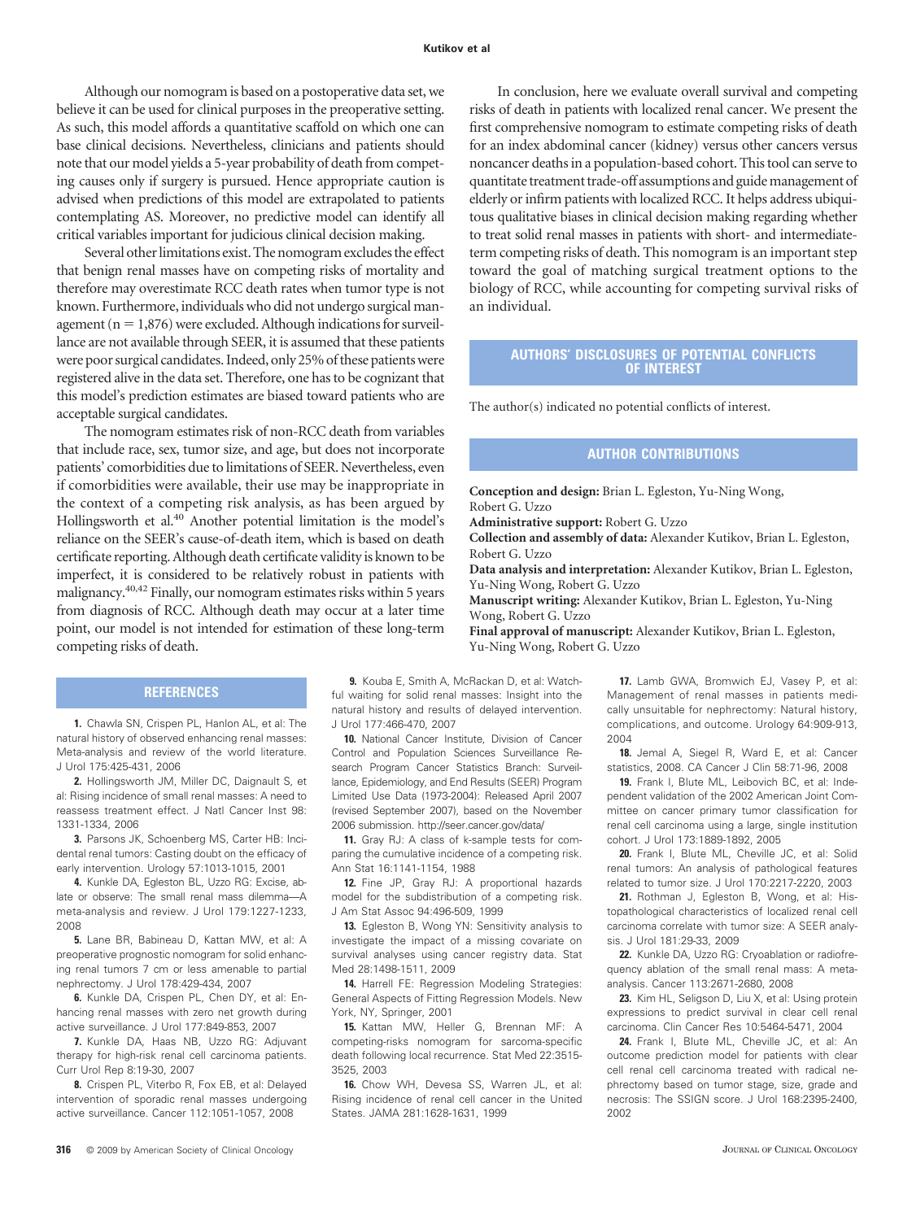Although our nomogram is based on a postoperative data set, we believe it can be used for clinical purposes in the preoperative setting. As such, this model affords a quantitative scaffold on which one can base clinical decisions. Nevertheless, clinicians and patients should note that our model yields a 5-year probability of death from competing causes only if surgery is pursued. Hence appropriate caution is advised when predictions of this model are extrapolated to patients contemplating AS. Moreover, no predictive model can identify all critical variables important for judicious clinical decision making.

Several other limitations exist. The nomogram excludes the effect that benign renal masses have on competing risks of mortality and therefore may overestimate RCC death rates when tumor type is not known. Furthermore, individuals who did not undergo surgical management (n = 1,876) were excluded. Although indications for surveillance are not available through SEER, it is assumed that these patients were poor surgical candidates. Indeed, only 25% of these patients were registered alive in the data set. Therefore, one has to be cognizant that this model's prediction estimates are biased toward patients who are acceptable surgical candidates.

The nomogram estimates risk of non-RCC death from variables that include race, sex, tumor size, and age, but does not incorporate patients' comorbidities due to limitations of SEER. Nevertheless, even if comorbidities were available, their use may be inappropriate in the context of a competing risk analysis, as has been argued by Hollingsworth et al.[40] Another potential limitation is the model's reliance on the SEER's cause-of-death item, which is based on death certificate reporting. Although death certificate validity is known to be imperfect, it is considered to be relatively robust in patients with malignancy.[40,42] Finally, our nomogram estimates risks within 5 years from diagnosis of RCC. Although death may occur at a later time point, our model is not intended for estimation of these long-term competing risks of death.

In conclusion, here we evaluate overall survival and competing risks of death in patients with localized renal cancer. We present the first comprehensive nomogram to estimate competing risks of death for an index abdominal cancer (kidney) versus other cancers versus noncancer deaths in a population-based cohort. This tool can serve to quantitate treatment trade-off assumptions and guide management of elderly or infirm patients with localized RCC. It helps address ubiquitous qualitative biases in clinical decision making regarding whether to treat solid renal masses in patients with short- and intermediate-term competing risks of death. This nomogram is an important step toward the goal of matching surgical treatment options to the biology of RCC, while accounting for competing survival risks of an individual.

## AUTHORS' DISCLOSURES OF POTENTIAL CONFLICTS OF INTEREST

The author(s) indicated no potential conflicts of interest.

## AUTHOR CONTRIBUTIONS

**Conception and design:** Brian L. Egleston, Yu-Ning Wong, Robert G. Uzzo
**Administrative support:** Robert G. Uzzo
**Collection and assembly of data:** Alexander Kutikov, Brian L. Egleston, Robert G. Uzzo
**Data analysis and interpretation:** Alexander Kutikov, Brian L. Egleston, Yu-Ning Wong, Robert G. Uzzo
**Manuscript writing:** Alexander Kutikov, Brian L. Egleston, Yu-Ning Wong, Robert G. Uzzo
**Final approval of manuscript:** Alexander Kutikov, Brian L. Egleston, Yu-Ning Wong, Robert G. Uzzo

## REFERENCES

**1.** Chawla SN, Crispen PL, Hanlon AL, et al: The natural history of observed enhancing renal masses: Meta-analysis and review of the world literature. J Urol 175:425-431, 2006

**2.** Hollingsworth JM, Miller DC, Daignault S, et al: Rising incidence of small renal masses: A need to reassess treatment effect. J Natl Cancer Inst 98: 1331-1334, 2006

**3.** Parsons JK, Schoenberg MS, Carter HB: Incidental renal tumors: Casting doubt on the efficacy of early intervention. Urology 57:1013-1015, 2001

**4.** Kunkle DA, Egleston BL, Uzzo RG: Excise, ablate or observe: The small renal mass dilemma—A meta-analysis and review. J Urol 179:1227-1233, 2008

**5.** Lane BR, Babineau D, Kattan MW, et al: A preoperative prognostic nomogram for solid enhancing renal tumors 7 cm or less amenable to partial nephrectomy. J Urol 178:429-434, 2007

**6.** Kunkle DA, Crispen PL, Chen DY, et al: Enhancing renal masses with zero net growth during active surveillance. J Urol 177:849-853, 2007

**7.** Kunkle DA, Haas NB, Uzzo RG: Adjuvant therapy for high-risk renal cell carcinoma patients. Curr Urol Rep 8:19-30, 2007

**8.** Crispen PL, Viterbo R, Fox EB, et al: Delayed intervention of sporadic renal masses undergoing active surveillance. Cancer 112:1051-1057, 2008

**9.** Kouba E, Smith A, McRackan D, et al: Watchful waiting for solid renal masses: Insight into the natural history and results of delayed intervention. J Urol 177:466-470, 2007

**10.** National Cancer Institute, Division of Cancer Control and Population Sciences Surveillance Research Program Cancer Statistics Branch: Surveillance, Epidemiology, and End Results (SEER) Program Limited Use Data (1973-2004): Released April 2007 (revised September 2007), based on the November 2006 submission. http://seer.cancer.gov/data/

**11.** Gray RJ: A class of k-sample tests for comparing the cumulative incidence of a competing risk. Ann Stat 16:1141-1154, 1988

**12.** Fine JP, Gray RJ: A proportional hazards model for the subdistribution of a competing risk. J Am Stat Assoc 94:496-509, 1999

**13.** Egleston B, Wong YN: Sensitivity analysis to investigate the impact of a missing covariate on survival analyses using cancer registry data. Stat Med 28:1498-1511, 2009

**14.** Harrell FE: Regression Modeling Strategies: General Aspects of Fitting Regression Models. New York, NY, Springer, 2001

**15.** Kattan MW, Heller G, Brennan MF: A competing-risks nomogram for sarcoma-specific death following local recurrence. Stat Med 22:3515-3525, 2003

**16.** Chow WH, Devesa SS, Warren JL, et al: Rising incidence of renal cell cancer in the United States. JAMA 281:1628-1631, 1999

**17.** Lamb GWA, Bromwich EJ, Vasey P, et al: Management of renal masses in patients medically unsuitable for nephrectomy: Natural history, complications, and outcome. Urology 64:909-913, 2004

**18.** Jemal A, Siegel R, Ward E, et al: Cancer statistics, 2008. CA Cancer J Clin 58:71-96, 2008

**19.** Frank I, Blute ML, Leibovich BC, et al: Independent validation of the 2002 American Joint Committee on cancer primary tumor classification for renal cell carcinoma using a large, single institution cohort. J Urol 173:1889-1892, 2005

**20.** Frank I, Blute ML, Cheville JC, et al: Solid renal tumors: An analysis of pathological features related to tumor size. J Urol 170:2217-2220, 2003

**21.** Rothman J, Egleston B, Wong, et al: Histopathological characteristics of localized renal cell carcinoma correlate with tumor size: A SEER analysis. J Urol 181:29-33, 2009

**22.** Kunkle DA, Uzzo RG: Cryoablation or radiofrequency ablation of the small renal mass: A meta-analysis. Cancer 113:2671-2680, 2008

**23.** Kim HL, Seligson D, Liu X, et al: Using protein expressions to predict survival in clear cell renal carcinoma. Clin Cancer Res 10:5464-5471, 2004

**24.** Frank I, Blute ML, Cheville JC, et al: An outcome prediction model for patients with clear cell renal cell carcinoma treated with radical nephrectomy based on tumor stage, size, grade and necrosis: The SSIGN score. J Urol 168:2395-2400, 2002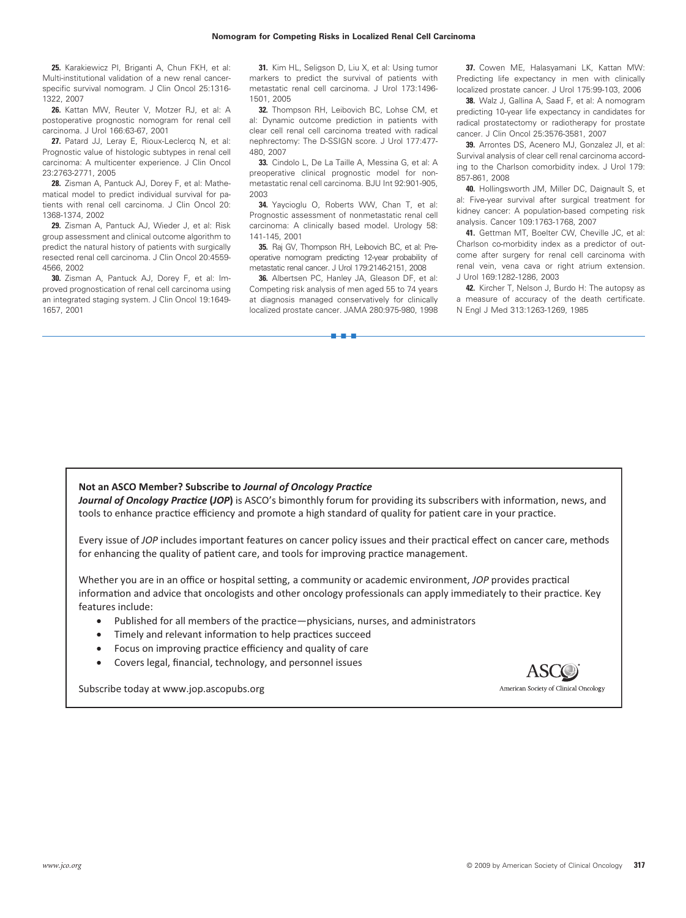**25.** Karakiewicz PI, Briganti A, Chun FKH, et al: Multi-institutional validation of a new renal cancer-specific survival nomogram. J Clin Oncol 25:1316-1322, 2007

**26.** Kattan MW, Reuter V, Motzer RJ, et al: A postoperative prognostic nomogram for renal cell carcinoma. J Urol 166:63-67, 2001

**27.** Patard JJ, Leray E, Rioux-Leclercq N, et al: Prognostic value of histologic subtypes in renal cell carcinoma: A multicenter experience. J Clin Oncol 23:2763-2771, 2005

**28.** Zisman A, Pantuck AJ, Dorey F, et al: Mathematical model to predict individual survival for patients with renal cell carcinoma. J Clin Oncol 20: 1368-1374, 2002

**29.** Zisman A, Pantuck AJ, Wieder J, et al: Risk group assessment and clinical outcome algorithm to predict the natural history of patients with surgically resected renal cell carcinoma. J Clin Oncol 20:4559-4566, 2002

**30.** Zisman A, Pantuck AJ, Dorey F, et al: Improved prognostication of renal cell carcinoma using an integrated staging system. J Clin Oncol 19:1649-1657, 2001

**31.** Kim HL, Seligson D, Liu X, et al: Using tumor markers to predict the survival of patients with metastatic renal cell carcinoma. J Urol 173:1496-1501, 2005

**32.** Thompson RH, Leibovich BC, Lohse CM, et al: Dynamic outcome prediction in patients with clear cell renal cell carcinoma treated with radical nephrectomy: The D-SSIGN score. J Urol 177:477-480, 2007

**33.** Cindolo L, De La Taille A, Messina G, et al: A preoperative clinical prognostic model for non-metastatic renal cell carcinoma. BJU Int 92:901-905, 2003

**34.** Yaycioglu O, Roberts WW, Chan T, et al: Prognostic assessment of nonmetastatic renal cell carcinoma: A clinically based model. Urology 58: 141-145, 2001

**35.** Raj GV, Thompson RH, Leibovich BC, et al: Preoperative nomogram predicting 12-year probability of metastatic renal cancer. J Urol 179:2146-2151, 2008

**36.** Albertsen PC, Hanley JA, Gleason DF, et al: Competing risk analysis of men aged 55 to 74 years at diagnosis managed conservatively for clinically localized prostate cancer. JAMA 280:975-980, 1998

**37.** Cowen ME, Halasyamani LK, Kattan MW: Predicting life expectancy in men with clinically localized prostate cancer. J Urol 175:99-103, 2006

**38.** Walz J, Gallina A, Saad F, et al: A nomogram predicting 10-year life expectancy in candidates for radical prostatectomy or radiotherapy for prostate cancer. J Clin Oncol 25:3576-3581, 2007

**39.** Arrontes DS, Acenero MJ, Gonzalez JI, et al: Survival analysis of clear cell renal carcinoma according to the Charlson comorbidity index. J Urol 179: 857-861, 2008

**40.** Hollingsworth JM, Miller DC, Daignault S, et al: Five-year survival after surgical treatment for kidney cancer: A population-based competing risk analysis. Cancer 109:1763-1768, 2007

**41.** Gettman MT, Boelter CW, Cheville JC, et al: Charlson co-morbidity index as a predictor of outcome after surgery for renal cell carcinoma with renal vein, vena cava or right atrium extension. J Urol 169:1282-1286, 2003

**42.** Kircher T, Nelson J, Burdo H: The autopsy as a measure of accuracy of the death certificate. N Engl J Med 313:1263-1269, 1985

---

**Not an ASCO Member? Subscribe to *Journal of Oncology Practice***

***Journal of Oncology Practice* (*JOP*)** is ASCO's bimonthly forum for providing its subscribers with information, news, and tools to enhance practice efficiency and promote a high standard of quality for patient care in your practice.

Every issue of *JOP* includes important features on cancer policy issues and their practical effect on cancer care, methods for enhancing the quality of patient care, and tools for improving practice management.

Whether you are in an office or hospital setting, a community or academic environment, *JOP* provides practical information and advice that oncologists and other oncology professionals can apply immediately to their practice. Key features include:

- Published for all members of the practice—physicians, nurses, and administrators
- Timely and relevant information to help practices succeed
- Focus on improving practice efficiency and quality of care
- Covers legal, financial, technology, and personnel issues

Subscribe today at www.jop.ascopubs.org

ASCO
American Society of Clinical Oncology